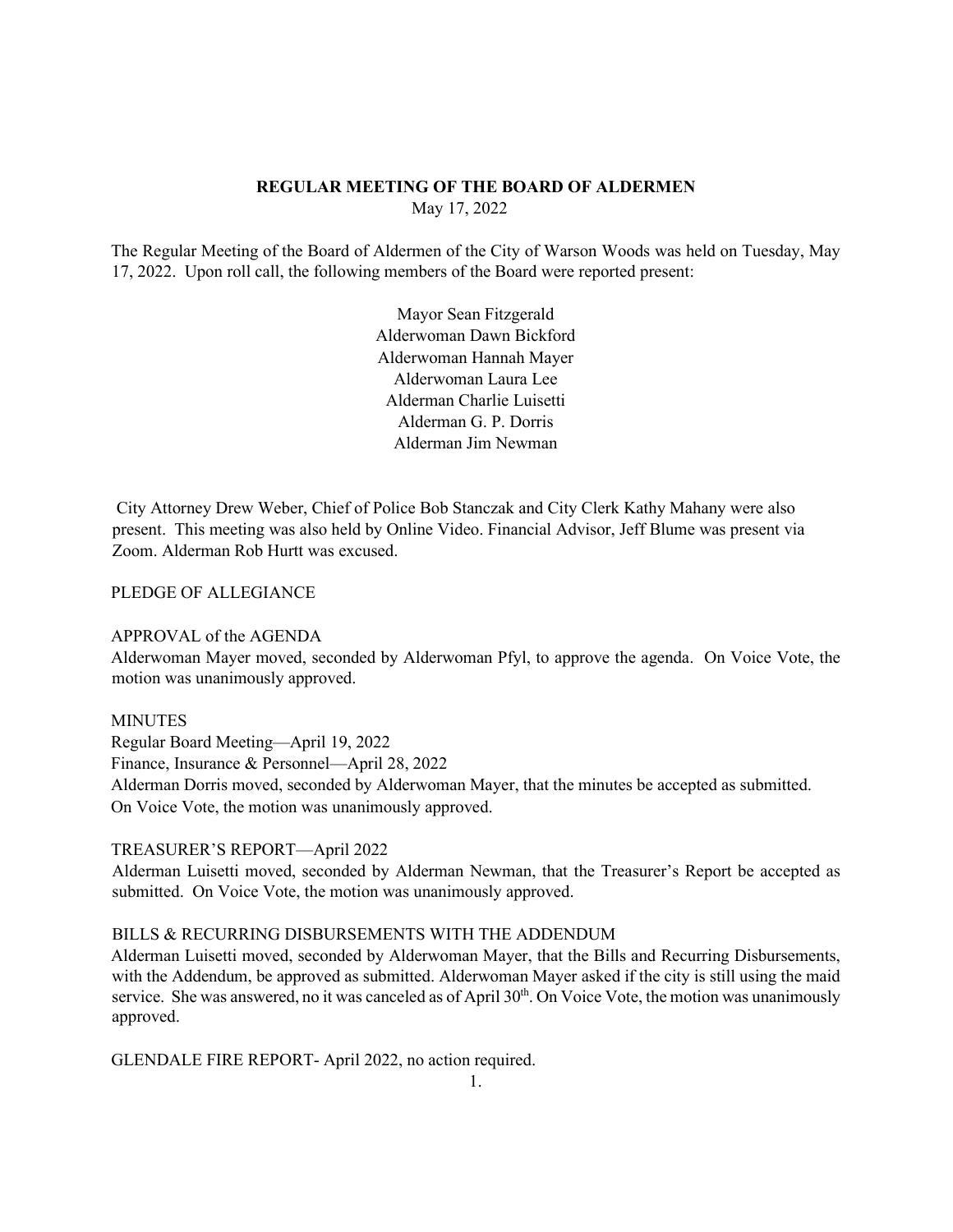**REGULAR MEETING OF THE BOARD OF ALDERMEN**

May 17, 2022

The Regular Meeting of the Board of Aldermen of the City of Warson Woods was held on Tuesday, May 17, 2022. Upon roll call, the following members of the Board were reported present:

Mayor Sean Fitzgerald
Alderwoman Dawn Bickford
Alderwoman Hannah Mayer
Alderwoman Laura Lee
Alderman Charlie Luisetti
Alderman G. P. Dorris
Alderman Jim Newman

City Attorney Drew Weber, Chief of Police Bob Stanczak and City Clerk Kathy Mahany were also present. This meeting was also held by Online Video. Financial Advisor, Jeff Blume was present via Zoom. Alderman Rob Hurtt was excused.

PLEDGE OF ALLEGIANCE

APPROVAL of the AGENDA
Alderwoman Mayer moved, seconded by Alderwoman Pfyl, to approve the agenda. On Voice Vote, the motion was unanimously approved.

MINUTES
Regular Board Meeting—April 19, 2022
Finance, Insurance & Personnel—April 28, 2022
Alderman Dorris moved, seconded by Alderwoman Mayer, that the minutes be accepted as submitted. On Voice Vote, the motion was unanimously approved.

TREASURER'S REPORT—April 2022
Alderman Luisetti moved, seconded by Alderman Newman, that the Treasurer's Report be accepted as submitted. On Voice Vote, the motion was unanimously approved.

BILLS & RECURRING DISBURSEMENTS WITH THE ADDENDUM
Alderman Luisetti moved, seconded by Alderwoman Mayer, that the Bills and Recurring Disbursements, with the Addendum, be approved as submitted. Alderwoman Mayer asked if the city is still using the maid service. She was answered, no it was canceled as of April 30th. On Voice Vote, the motion was unanimously approved.

GLENDALE FIRE REPORT- April 2022, no action required.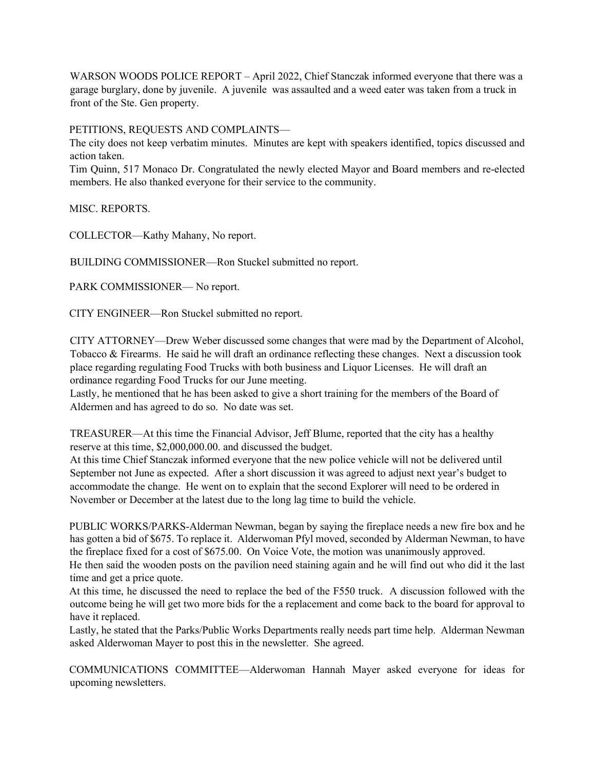WARSON WOODS POLICE REPORT – April 2022, Chief Stanczak informed everyone that there was a garage burglary, done by juvenile. A juvenile was assaulted and a weed eater was taken from a truck in front of the Ste. Gen property.

PETITIONS, REQUESTS AND COMPLAINTS—
The city does not keep verbatim minutes. Minutes are kept with speakers identified, topics discussed and action taken.
Tim Quinn, 517 Monaco Dr. Congratulated the newly elected Mayor and Board members and re-elected members. He also thanked everyone for their service to the community.

MISC. REPORTS.

COLLECTOR—Kathy Mahany, No report.

BUILDING COMMISSIONER—Ron Stuckel submitted no report.

PARK COMMISSIONER— No report.

CITY ENGINEER—Ron Stuckel submitted no report.

CITY ATTORNEY—Drew Weber discussed some changes that were mad by the Department of Alcohol, Tobacco & Firearms. He said he will draft an ordinance reflecting these changes. Next a discussion took place regarding regulating Food Trucks with both business and Liquor Licenses. He will draft an ordinance regarding Food Trucks for our June meeting.
Lastly, he mentioned that he has been asked to give a short training for the members of the Board of Aldermen and has agreed to do so. No date was set.

TREASURER—At this time the Financial Advisor, Jeff Blume, reported that the city has a healthy reserve at this time, $2,000,000.00. and discussed the budget.
At this time Chief Stanczak informed everyone that the new police vehicle will not be delivered until September not June as expected. After a short discussion it was agreed to adjust next year's budget to accommodate the change. He went on to explain that the second Explorer will need to be ordered in November or December at the latest due to the long lag time to build the vehicle.

PUBLIC WORKS/PARKS-Alderman Newman, began by saying the fireplace needs a new fire box and he has gotten a bid of $675. To replace it. Alderwoman Pfyl moved, seconded by Alderman Newman, to have the fireplace fixed for a cost of $675.00. On Voice Vote, the motion was unanimously approved.
He then said the wooden posts on the pavilion need staining again and he will find out who did it the last time and get a price quote.
At this time, he discussed the need to replace the bed of the F550 truck. A discussion followed with the outcome being he will get two more bids for the a replacement and come back to the board for approval to have it replaced.
Lastly, he stated that the Parks/Public Works Departments really needs part time help. Alderman Newman asked Alderwoman Mayer to post this in the newsletter. She agreed.

COMMUNICATIONS COMMITTEE—Alderwoman Hannah Mayer asked everyone for ideas for upcoming newsletters.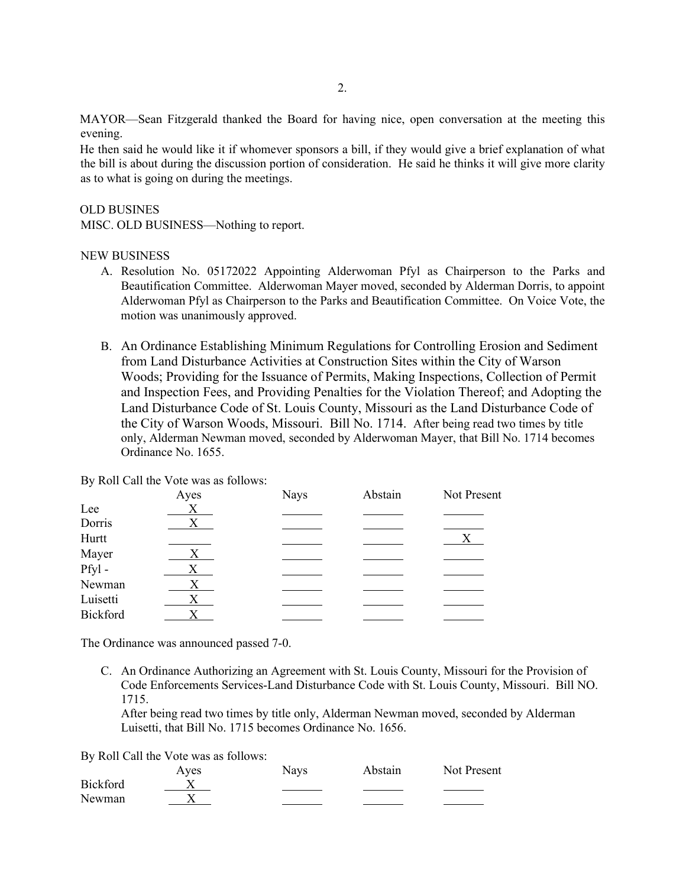MAYOR—Sean Fitzgerald thanked the Board for having nice, open conversation at the meeting this evening.

He then said he would like it if whomever sponsors a bill, if they would give a brief explanation of what the bill is about during the discussion portion of consideration. He said he thinks it will give more clarity as to what is going on during the meetings.

OLD BUSINES

MISC. OLD BUSINESS—Nothing to report.

NEW BUSINESS

A. Resolution No. 05172022 Appointing Alderwoman Pfyl as Chairperson to the Parks and Beautification Committee. Alderwoman Mayer moved, seconded by Alderman Dorris, to appoint Alderwoman Pfyl as Chairperson to the Parks and Beautification Committee. On Voice Vote, the motion was unanimously approved.

B. An Ordinance Establishing Minimum Regulations for Controlling Erosion and Sediment from Land Disturbance Activities at Construction Sites within the City of Warson Woods; Providing for the Issuance of Permits, Making Inspections, Collection of Permit and Inspection Fees, and Providing Penalties for the Violation Thereof; and Adopting the Land Disturbance Code of St. Louis County, Missouri as the Land Disturbance Code of the City of Warson Woods, Missouri. Bill No. 1714. After being read two times by title only, Alderman Newman moved, seconded by Alderwoman Mayer, that Bill No. 1714 becomes Ordinance No. 1655.

By Roll Call the Vote was as follows:

| | Ayes | Nays | Abstain | Not Present |
|---|---|---|---|---|
| Lee | X | | | |
| Dorris | X | | | |
| Hurtt | | | | X |
| Mayer | X | | | |
| Pfyl - | X | | | |
| Newman | X | | | |
| Luisetti | X | | | |
| Bickford | X | | | |

The Ordinance was announced passed 7-0.

C. An Ordinance Authorizing an Agreement with St. Louis County, Missouri for the Provision of Code Enforcements Services-Land Disturbance Code with St. Louis County, Missouri. Bill NO. 1715.

   After being read two times by title only, Alderman Newman moved, seconded by Alderman Luisetti, that Bill No. 1715 becomes Ordinance No. 1656.

By Roll Call the Vote was as follows:

| | Ayes | Nays | Abstain | Not Present |
|---|---|---|---|---|
| Bickford | X | | | |
| Newman | X | | | |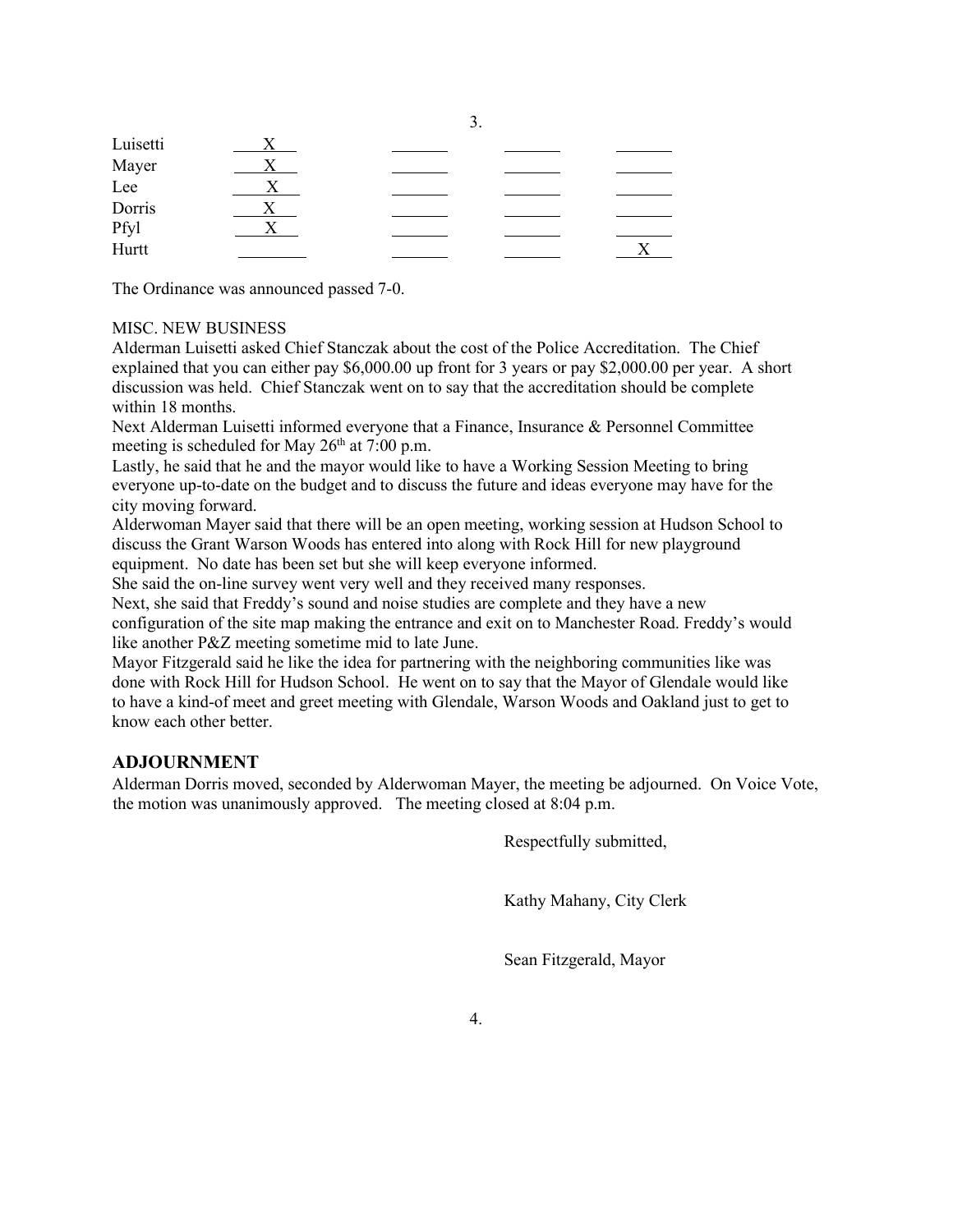| | | | | |
|---|---|---|---|---|
| Luisetti | X | | | |
| Mayer | X | | | |
| Lee | X | | | |
| Dorris | X | | | |
| Pfyl | X | | | |
| Hurtt | | | | X |

The Ordinance was announced passed 7-0.

MISC. NEW BUSINESS

Alderman Luisetti asked Chief Stanczak about the cost of the Police Accreditation. The Chief explained that you can either pay $6,000.00 up front for 3 years or pay $2,000.00 per year. A short discussion was held. Chief Stanczak went on to say that the accreditation should be complete within 18 months.

Next Alderman Luisetti informed everyone that a Finance, Insurance & Personnel Committee meeting is scheduled for May 26th at 7:00 p.m.

Lastly, he said that he and the mayor would like to have a Working Session Meeting to bring everyone up-to-date on the budget and to discuss the future and ideas everyone may have for the city moving forward.

Alderwoman Mayer said that there will be an open meeting, working session at Hudson School to discuss the Grant Warson Woods has entered into along with Rock Hill for new playground equipment. No date has been set but she will keep everyone informed.

She said the on-line survey went very well and they received many responses.

Next, she said that Freddy's sound and noise studies are complete and they have a new configuration of the site map making the entrance and exit on to Manchester Road. Freddy's would like another P&Z meeting sometime mid to late June.

Mayor Fitzgerald said he like the idea for partnering with the neighboring communities like was done with Rock Hill for Hudson School. He went on to say that the Mayor of Glendale would like to have a kind-of meet and greet meeting with Glendale, Warson Woods and Oakland just to get to know each other better.

## ADJOURNMENT

Alderman Dorris moved, seconded by Alderwoman Mayer, the meeting be adjourned. On Voice Vote, the motion was unanimously approved. The meeting closed at 8:04 p.m.

Respectfully submitted,

Kathy Mahany, City Clerk

Sean Fitzgerald, Mayor